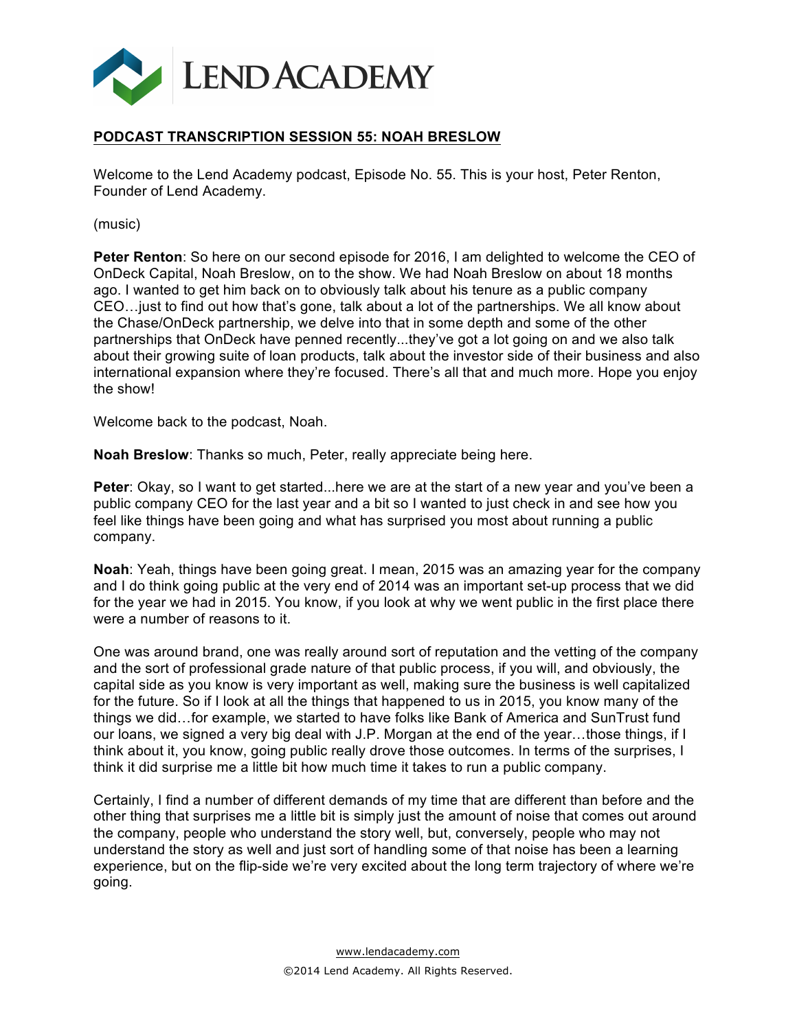# PODCAST TRANSCRIPTION SESSION 55: NOAH BRESLOW

Welcome to the Lend Academy podcast, Episode No. 55. This is your host, Peter Renton, Founder of Lend Academy.

(music)

**Peter Renton**: So here on our second episode for 2016, I am delighted to welcome the CEO of OnDeck Capital, Noah Breslow, on to the show. We had Noah Breslow on about 18 months ago. I wanted to get him back on to obviously talk about his tenure as a public company CEO…just to find out how that's gone, talk about a lot of the partnerships. We all know about the Chase/OnDeck partnership, we delve into that in some depth and some of the other partnerships that OnDeck have penned recently...they've got a lot going on and we also talk about their growing suite of loan products, talk about the investor side of their business and also international expansion where they're focused. There's all that and much more. Hope you enjoy the show!

Welcome back to the podcast, Noah.

**Noah Breslow**: Thanks so much, Peter, really appreciate being here.

**Peter**: Okay, so I want to get started...here we are at the start of a new year and you've been a public company CEO for the last year and a bit so I wanted to just check in and see how you feel like things have been going and what has surprised you most about running a public company.

**Noah**: Yeah, things have been going great. I mean, 2015 was an amazing year for the company and I do think going public at the very end of 2014 was an important set-up process that we did for the year we had in 2015. You know, if you look at why we went public in the first place there were a number of reasons to it.

One was around brand, one was really around sort of reputation and the vetting of the company and the sort of professional grade nature of that public process, if you will, and obviously, the capital side as you know is very important as well, making sure the business is well capitalized for the future. So if I look at all the things that happened to us in 2015, you know many of the things we did…for example, we started to have folks like Bank of America and SunTrust fund our loans, we signed a very big deal with J.P. Morgan at the end of the year…those things, if I think about it, you know, going public really drove those outcomes. In terms of the surprises, I think it did surprise me a little bit how much time it takes to run a public company.

Certainly, I find a number of different demands of my time that are different than before and the other thing that surprises me a little bit is simply just the amount of noise that comes out around the company, people who understand the story well, but, conversely, people who may not understand the story as well and just sort of handling some of that noise has been a learning experience, but on the flip-side we're very excited about the long term trajectory of where we're going.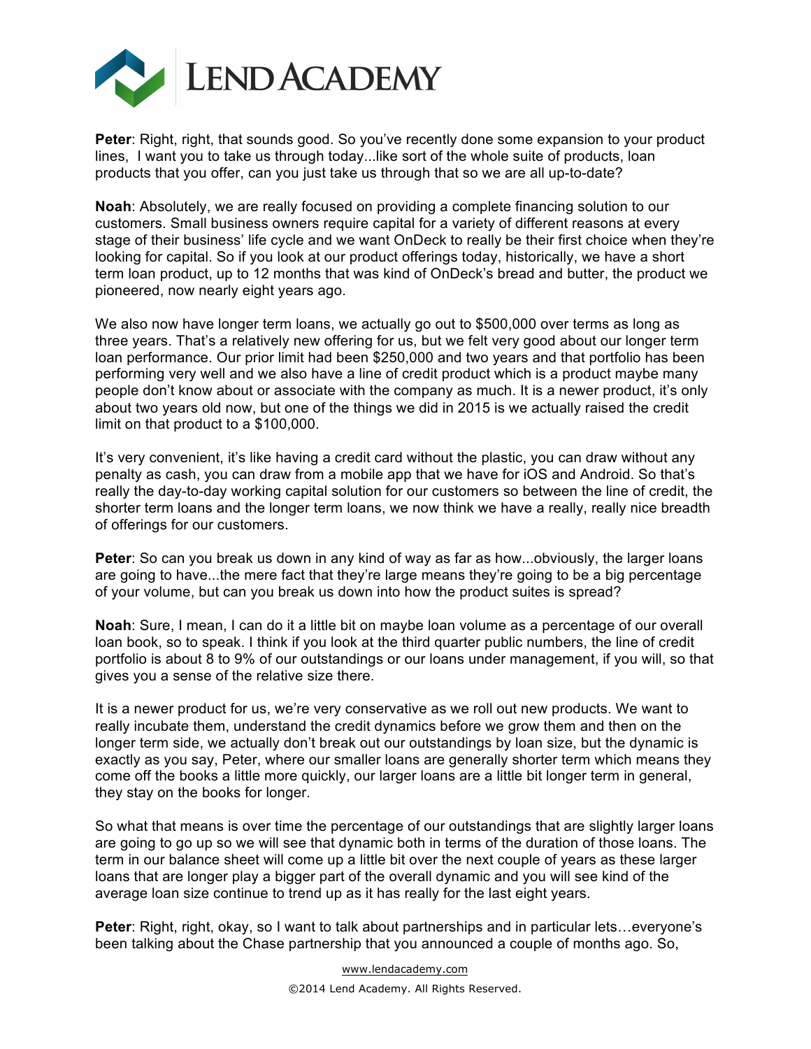**Peter**: Right, right, that sounds good. So you've recently done some expansion to your product lines, I want you to take us through today...like sort of the whole suite of products, loan products that you offer, can you just take us through that so we are all up-to-date?

**Noah**: Absolutely, we are really focused on providing a complete financing solution to our customers. Small business owners require capital for a variety of different reasons at every stage of their business' life cycle and we want OnDeck to really be their first choice when they're looking for capital. So if you look at our product offerings today, historically, we have a short term loan product, up to 12 months that was kind of OnDeck's bread and butter, the product we pioneered, now nearly eight years ago.

We also now have longer term loans, we actually go out to $500,000 over terms as long as three years. That's a relatively new offering for us, but we felt very good about our longer term loan performance. Our prior limit had been $250,000 and two years and that portfolio has been performing very well and we also have a line of credit product which is a product maybe many people don't know about or associate with the company as much. It is a newer product, it's only about two years old now, but one of the things we did in 2015 is we actually raised the credit limit on that product to a $100,000.

It's very convenient, it's like having a credit card without the plastic, you can draw without any penalty as cash, you can draw from a mobile app that we have for iOS and Android. So that's really the day-to-day working capital solution for our customers so between the line of credit, the shorter term loans and the longer term loans, we now think we have a really, really nice breadth of offerings for our customers.

**Peter**: So can you break us down in any kind of way as far as how...obviously, the larger loans are going to have...the mere fact that they're large means they're going to be a big percentage of your volume, but can you break us down into how the product suites is spread?

**Noah**: Sure, I mean, I can do it a little bit on maybe loan volume as a percentage of our overall loan book, so to speak. I think if you look at the third quarter public numbers, the line of credit portfolio is about 8 to 9% of our outstandings or our loans under management, if you will, so that gives you a sense of the relative size there.

It is a newer product for us, we're very conservative as we roll out new products. We want to really incubate them, understand the credit dynamics before we grow them and then on the longer term side, we actually don't break out our outstandings by loan size, but the dynamic is exactly as you say, Peter, where our smaller loans are generally shorter term which means they come off the books a little more quickly, our larger loans are a little bit longer term in general, they stay on the books for longer.

So what that means is over time the percentage of our outstandings that are slightly larger loans are going to go up so we will see that dynamic both in terms of the duration of those loans. The term in our balance sheet will come up a little bit over the next couple of years as these larger loans that are longer play a bigger part of the overall dynamic and you will see kind of the average loan size continue to trend up as it has really for the last eight years.

**Peter**: Right, right, okay, so I want to talk about partnerships and in particular lets…everyone's been talking about the Chase partnership that you announced a couple of months ago. So,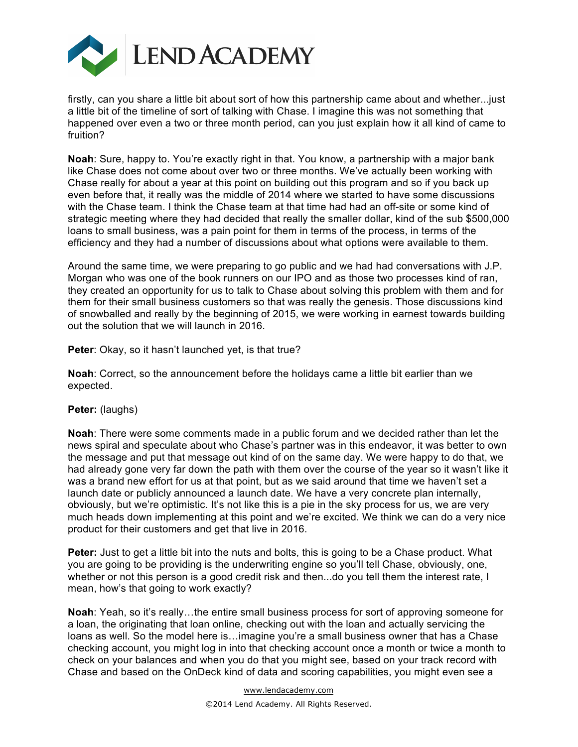firstly, can you share a little bit about sort of how this partnership came about and whether...just a little bit of the timeline of sort of talking with Chase. I imagine this was not something that happened over even a two or three month period, can you just explain how it all kind of came to fruition?

**Noah**: Sure, happy to. You're exactly right in that. You know, a partnership with a major bank like Chase does not come about over two or three months. We've actually been working with Chase really for about a year at this point on building out this program and so if you back up even before that, it really was the middle of 2014 where we started to have some discussions with the Chase team. I think the Chase team at that time had had an off-site or some kind of strategic meeting where they had decided that really the smaller dollar, kind of the sub $500,000 loans to small business, was a pain point for them in terms of the process, in terms of the efficiency and they had a number of discussions about what options were available to them.

Around the same time, we were preparing to go public and we had had conversations with J.P. Morgan who was one of the book runners on our IPO and as those two processes kind of ran, they created an opportunity for us to talk to Chase about solving this problem with them and for them for their small business customers so that was really the genesis. Those discussions kind of snowballed and really by the beginning of 2015, we were working in earnest towards building out the solution that we will launch in 2016.

**Peter**: Okay, so it hasn't launched yet, is that true?

**Noah**: Correct, so the announcement before the holidays came a little bit earlier than we expected.

**Peter:** (laughs)

**Noah**: There were some comments made in a public forum and we decided rather than let the news spiral and speculate about who Chase's partner was in this endeavor, it was better to own the message and put that message out kind of on the same day. We were happy to do that, we had already gone very far down the path with them over the course of the year so it wasn't like it was a brand new effort for us at that point, but as we said around that time we haven't set a launch date or publicly announced a launch date. We have a very concrete plan internally, obviously, but we're optimistic. It's not like this is a pie in the sky process for us, we are very much heads down implementing at this point and we're excited. We think we can do a very nice product for their customers and get that live in 2016.

**Peter:** Just to get a little bit into the nuts and bolts, this is going to be a Chase product. What you are going to be providing is the underwriting engine so you'll tell Chase, obviously, one, whether or not this person is a good credit risk and then...do you tell them the interest rate, I mean, how's that going to work exactly?

**Noah**: Yeah, so it's really…the entire small business process for sort of approving someone for a loan, the originating that loan online, checking out with the loan and actually servicing the loans as well. So the model here is…imagine you're a small business owner that has a Chase checking account, you might log in into that checking account once a month or twice a month to check on your balances and when you do that you might see, based on your track record with Chase and based on the OnDeck kind of data and scoring capabilities, you might even see a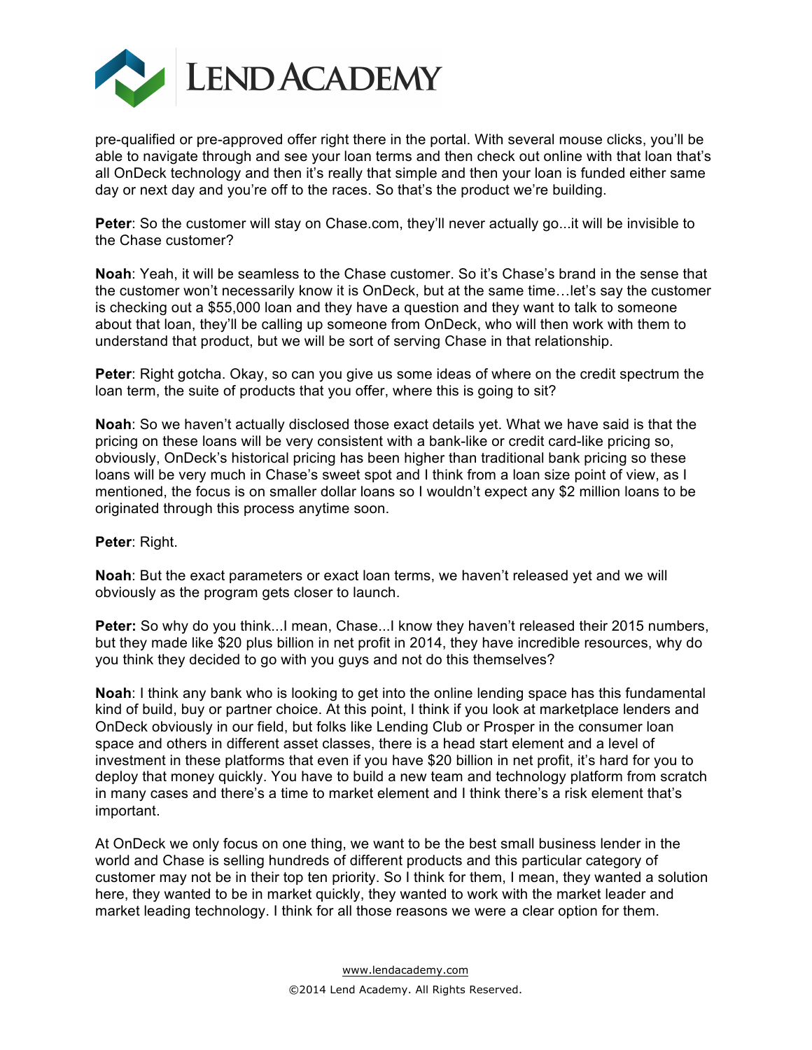pre-qualified or pre-approved offer right there in the portal. With several mouse clicks, you'll be able to navigate through and see your loan terms and then check out online with that loan that's all OnDeck technology and then it's really that simple and then your loan is funded either same day or next day and you're off to the races. So that's the product we're building.

**Peter**: So the customer will stay on Chase.com, they'll never actually go...it will be invisible to the Chase customer?

**Noah**: Yeah, it will be seamless to the Chase customer. So it's Chase's brand in the sense that the customer won't necessarily know it is OnDeck, but at the same time…let's say the customer is checking out a $55,000 loan and they have a question and they want to talk to someone about that loan, they'll be calling up someone from OnDeck, who will then work with them to understand that product, but we will be sort of serving Chase in that relationship.

**Peter**: Right gotcha. Okay, so can you give us some ideas of where on the credit spectrum the loan term, the suite of products that you offer, where this is going to sit?

**Noah**: So we haven't actually disclosed those exact details yet. What we have said is that the pricing on these loans will be very consistent with a bank-like or credit card-like pricing so, obviously, OnDeck's historical pricing has been higher than traditional bank pricing so these loans will be very much in Chase's sweet spot and I think from a loan size point of view, as I mentioned, the focus is on smaller dollar loans so I wouldn't expect any $2 million loans to be originated through this process anytime soon.

**Peter**: Right.

**Noah**: But the exact parameters or exact loan terms, we haven't released yet and we will obviously as the program gets closer to launch.

**Peter:** So why do you think...I mean, Chase...I know they haven't released their 2015 numbers, but they made like $20 plus billion in net profit in 2014, they have incredible resources, why do you think they decided to go with you guys and not do this themselves?

**Noah**: I think any bank who is looking to get into the online lending space has this fundamental kind of build, buy or partner choice. At this point, I think if you look at marketplace lenders and OnDeck obviously in our field, but folks like Lending Club or Prosper in the consumer loan space and others in different asset classes, there is a head start element and a level of investment in these platforms that even if you have $20 billion in net profit, it's hard for you to deploy that money quickly. You have to build a new team and technology platform from scratch in many cases and there's a time to market element and I think there's a risk element that's important.

At OnDeck we only focus on one thing, we want to be the best small business lender in the world and Chase is selling hundreds of different products and this particular category of customer may not be in their top ten priority. So I think for them, I mean, they wanted a solution here, they wanted to be in market quickly, they wanted to work with the market leader and market leading technology. I think for all those reasons we were a clear option for them.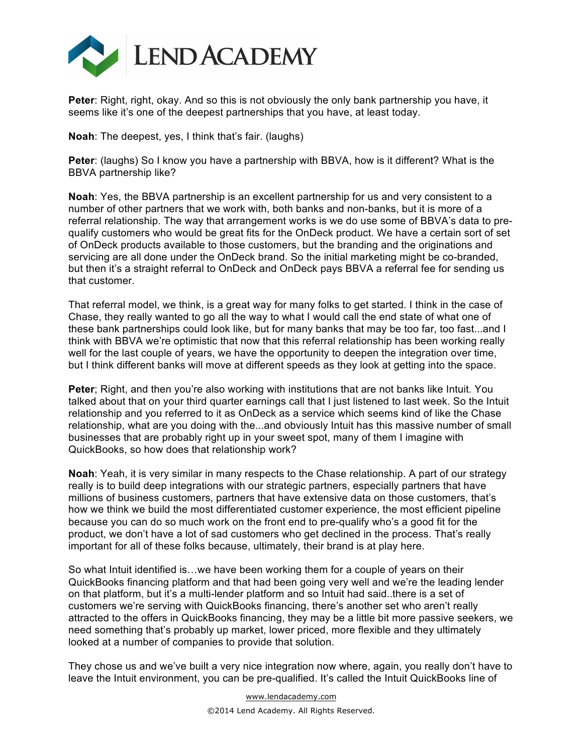**Peter**: Right, right, okay. And so this is not obviously the only bank partnership you have, it seems like it's one of the deepest partnerships that you have, at least today.

**Noah**: The deepest, yes, I think that's fair. (laughs)

**Peter**: (laughs) So I know you have a partnership with BBVA, how is it different? What is the BBVA partnership like?

**Noah**: Yes, the BBVA partnership is an excellent partnership for us and very consistent to a number of other partners that we work with, both banks and non-banks, but it is more of a referral relationship. The way that arrangement works is we do use some of BBVA's data to pre-qualify customers who would be great fits for the OnDeck product. We have a certain sort of set of OnDeck products available to those customers, but the branding and the originations and servicing are all done under the OnDeck brand. So the initial marketing might be co-branded, but then it's a straight referral to OnDeck and OnDeck pays BBVA a referral fee for sending us that customer.

That referral model, we think, is a great way for many folks to get started. I think in the case of Chase, they really wanted to go all the way to what I would call the end state of what one of these bank partnerships could look like, but for many banks that may be too far, too fast...and I think with BBVA we're optimistic that now that this referral relationship has been working really well for the last couple of years, we have the opportunity to deepen the integration over time, but I think different banks will move at different speeds as they look at getting into the space.

**Peter**; Right, and then you're also working with institutions that are not banks like Intuit. You talked about that on your third quarter earnings call that I just listened to last week. So the Intuit relationship and you referred to it as OnDeck as a service which seems kind of like the Chase relationship, what are you doing with the...and obviously Intuit has this massive number of small businesses that are probably right up in your sweet spot, many of them I imagine with QuickBooks, so how does that relationship work?

**Noah**: Yeah, it is very similar in many respects to the Chase relationship. A part of our strategy really is to build deep integrations with our strategic partners, especially partners that have millions of business customers, partners that have extensive data on those customers, that's how we think we build the most differentiated customer experience, the most efficient pipeline because you can do so much work on the front end to pre-qualify who's a good fit for the product, we don't have a lot of sad customers who get declined in the process. That's really important for all of these folks because, ultimately, their brand is at play here.

So what Intuit identified is…we have been working them for a couple of years on their QuickBooks financing platform and that had been going very well and we're the leading lender on that platform, but it's a multi-lender platform and so Intuit had said..there is a set of customers we're serving with QuickBooks financing, there's another set who aren't really attracted to the offers in QuickBooks financing, they may be a little bit more passive seekers, we need something that's probably up market, lower priced, more flexible and they ultimately looked at a number of companies to provide that solution.

They chose us and we've built a very nice integration now where, again, you really don't have to leave the Intuit environment, you can be pre-qualified. It's called the Intuit QuickBooks line of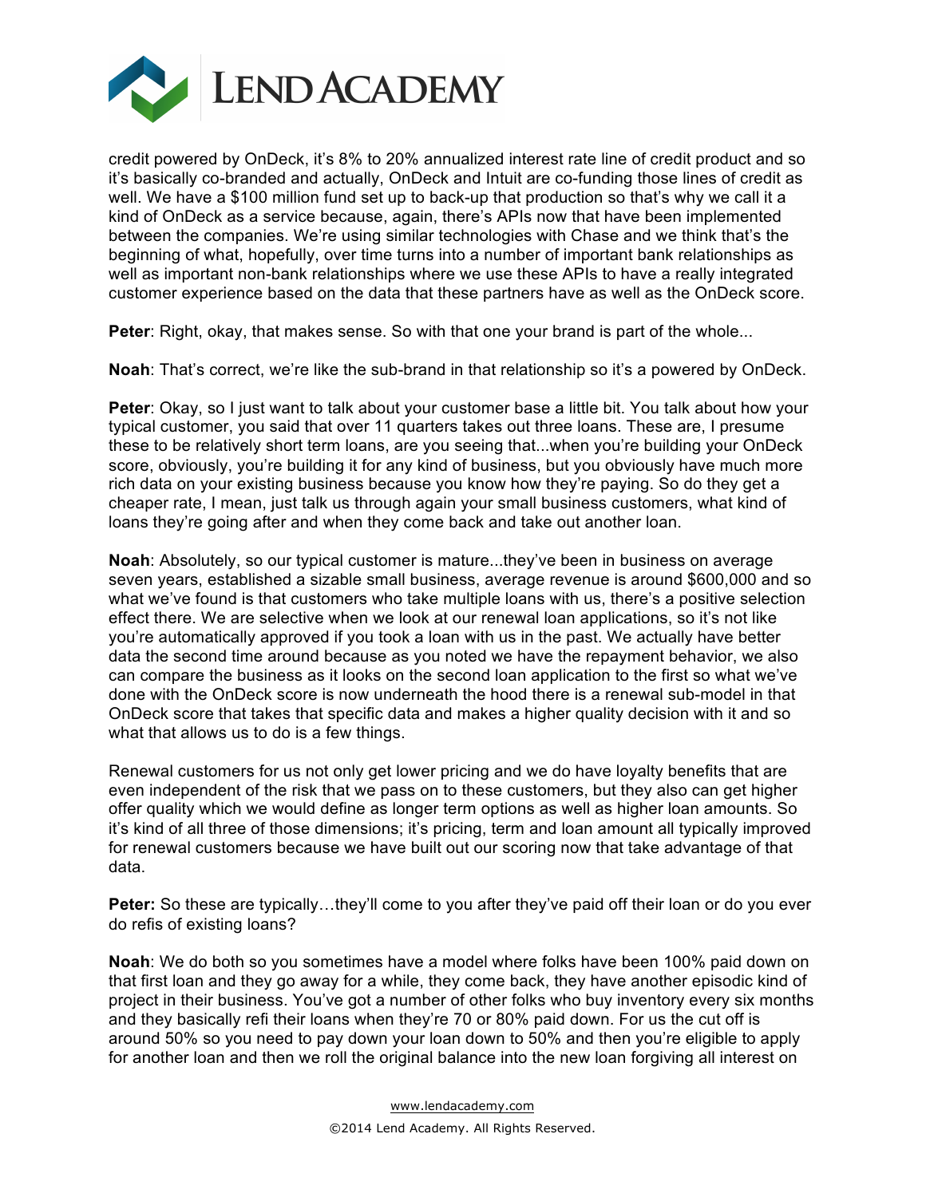credit powered by OnDeck, it's 8% to 20% annualized interest rate line of credit product and so it's basically co-branded and actually, OnDeck and Intuit are co-funding those lines of credit as well. We have a $100 million fund set up to back-up that production so that's why we call it a kind of OnDeck as a service because, again, there's APIs now that have been implemented between the companies. We're using similar technologies with Chase and we think that's the beginning of what, hopefully, over time turns into a number of important bank relationships as well as important non-bank relationships where we use these APIs to have a really integrated customer experience based on the data that these partners have as well as the OnDeck score.

**Peter**: Right, okay, that makes sense. So with that one your brand is part of the whole...

**Noah**: That's correct, we're like the sub-brand in that relationship so it's a powered by OnDeck.

**Peter**: Okay, so I just want to talk about your customer base a little bit. You talk about how your typical customer, you said that over 11 quarters takes out three loans. These are, I presume these to be relatively short term loans, are you seeing that...when you're building your OnDeck score, obviously, you're building it for any kind of business, but you obviously have much more rich data on your existing business because you know how they're paying. So do they get a cheaper rate, I mean, just talk us through again your small business customers, what kind of loans they're going after and when they come back and take out another loan.

**Noah**: Absolutely, so our typical customer is mature...they've been in business on average seven years, established a sizable small business, average revenue is around $600,000 and so what we've found is that customers who take multiple loans with us, there's a positive selection effect there. We are selective when we look at our renewal loan applications, so it's not like you're automatically approved if you took a loan with us in the past. We actually have better data the second time around because as you noted we have the repayment behavior, we also can compare the business as it looks on the second loan application to the first so what we've done with the OnDeck score is now underneath the hood there is a renewal sub-model in that OnDeck score that takes that specific data and makes a higher quality decision with it and so what that allows us to do is a few things.

Renewal customers for us not only get lower pricing and we do have loyalty benefits that are even independent of the risk that we pass on to these customers, but they also can get higher offer quality which we would define as longer term options as well as higher loan amounts. So it's kind of all three of those dimensions; it's pricing, term and loan amount all typically improved for renewal customers because we have built out our scoring now that take advantage of that data.

**Peter:** So these are typically…they'll come to you after they've paid off their loan or do you ever do refis of existing loans?

**Noah**: We do both so you sometimes have a model where folks have been 100% paid down on that first loan and they go away for a while, they come back, they have another episodic kind of project in their business. You've got a number of other folks who buy inventory every six months and they basically refi their loans when they're 70 or 80% paid down. For us the cut off is around 50% so you need to pay down your loan down to 50% and then you're eligible to apply for another loan and then we roll the original balance into the new loan forgiving all interest on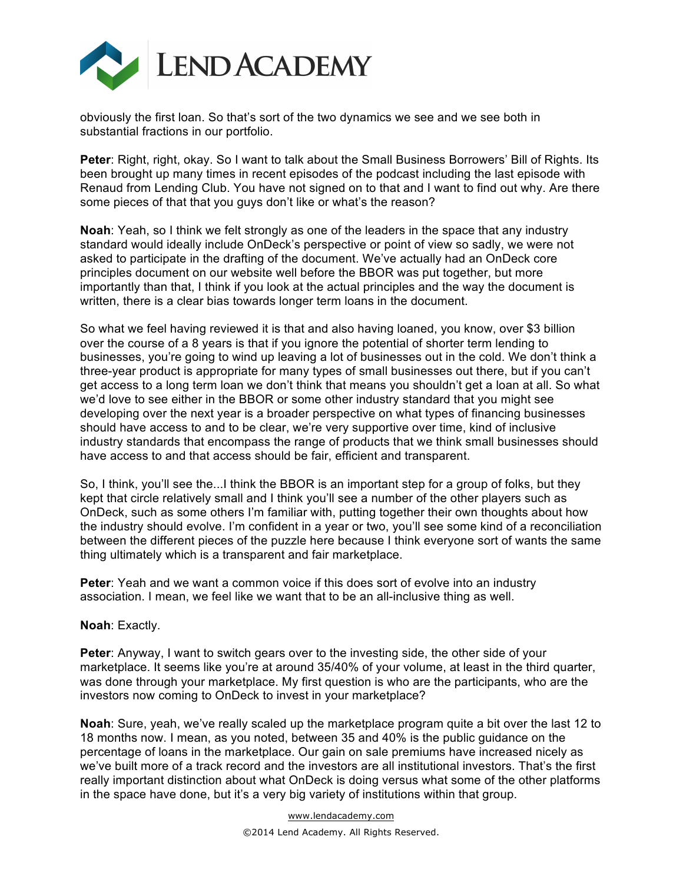obviously the first loan. So that's sort of the two dynamics we see and we see both in substantial fractions in our portfolio.

**Peter**: Right, right, okay. So I want to talk about the Small Business Borrowers' Bill of Rights. Its been brought up many times in recent episodes of the podcast including the last episode with Renaud from Lending Club. You have not signed on to that and I want to find out why. Are there some pieces of that that you guys don't like or what's the reason?

**Noah**: Yeah, so I think we felt strongly as one of the leaders in the space that any industry standard would ideally include OnDeck's perspective or point of view so sadly, we were not asked to participate in the drafting of the document. We've actually had an OnDeck core principles document on our website well before the BBOR was put together, but more importantly than that, I think if you look at the actual principles and the way the document is written, there is a clear bias towards longer term loans in the document.

So what we feel having reviewed it is that and also having loaned, you know, over $3 billion over the course of a 8 years is that if you ignore the potential of shorter term lending to businesses, you're going to wind up leaving a lot of businesses out in the cold. We don't think a three-year product is appropriate for many types of small businesses out there, but if you can't get access to a long term loan we don't think that means you shouldn't get a loan at all. So what we'd love to see either in the BBOR or some other industry standard that you might see developing over the next year is a broader perspective on what types of financing businesses should have access to and to be clear, we're very supportive over time, kind of inclusive industry standards that encompass the range of products that we think small businesses should have access to and that access should be fair, efficient and transparent.

So, I think, you'll see the...I think the BBOR is an important step for a group of folks, but they kept that circle relatively small and I think you'll see a number of the other players such as OnDeck, such as some others I'm familiar with, putting together their own thoughts about how the industry should evolve. I'm confident in a year or two, you'll see some kind of a reconciliation between the different pieces of the puzzle here because I think everyone sort of wants the same thing ultimately which is a transparent and fair marketplace.

**Peter**: Yeah and we want a common voice if this does sort of evolve into an industry association. I mean, we feel like we want that to be an all-inclusive thing as well.

**Noah**: Exactly.

**Peter**: Anyway, I want to switch gears over to the investing side, the other side of your marketplace. It seems like you're at around 35/40% of your volume, at least in the third quarter, was done through your marketplace. My first question is who are the participants, who are the investors now coming to OnDeck to invest in your marketplace?

**Noah**: Sure, yeah, we've really scaled up the marketplace program quite a bit over the last 12 to 18 months now. I mean, as you noted, between 35 and 40% is the public guidance on the percentage of loans in the marketplace. Our gain on sale premiums have increased nicely as we've built more of a track record and the investors are all institutional investors. That's the first really important distinction about what OnDeck is doing versus what some of the other platforms in the space have done, but it's a very big variety of institutions within that group.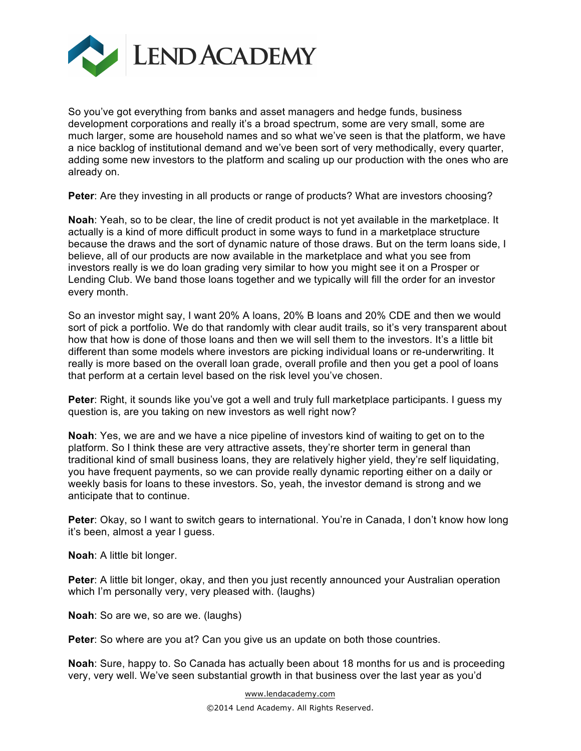So you've got everything from banks and asset managers and hedge funds, business development corporations and really it's a broad spectrum, some are very small, some are much larger, some are household names and so what we've seen is that the platform, we have a nice backlog of institutional demand and we've been sort of very methodically, every quarter, adding some new investors to the platform and scaling up our production with the ones who are already on.

**Peter**: Are they investing in all products or range of products? What are investors choosing?

**Noah**: Yeah, so to be clear, the line of credit product is not yet available in the marketplace. It actually is a kind of more difficult product in some ways to fund in a marketplace structure because the draws and the sort of dynamic nature of those draws. But on the term loans side, I believe, all of our products are now available in the marketplace and what you see from investors really is we do loan grading very similar to how you might see it on a Prosper or Lending Club. We band those loans together and we typically will fill the order for an investor every month.

So an investor might say, I want 20% A loans, 20% B loans and 20% CDE and then we would sort of pick a portfolio. We do that randomly with clear audit trails, so it's very transparent about how that how is done of those loans and then we will sell them to the investors. It's a little bit different than some models where investors are picking individual loans or re-underwriting. It really is more based on the overall loan grade, overall profile and then you get a pool of loans that perform at a certain level based on the risk level you've chosen.

**Peter**: Right, it sounds like you've got a well and truly full marketplace participants. I guess my question is, are you taking on new investors as well right now?

**Noah**: Yes, we are and we have a nice pipeline of investors kind of waiting to get on to the platform. So I think these are very attractive assets, they're shorter term in general than traditional kind of small business loans, they are relatively higher yield, they're self liquidating, you have frequent payments, so we can provide really dynamic reporting either on a daily or weekly basis for loans to these investors. So, yeah, the investor demand is strong and we anticipate that to continue.

**Peter**: Okay, so I want to switch gears to international. You're in Canada, I don't know how long it's been, almost a year I guess.

**Noah**: A little bit longer.

**Peter**: A little bit longer, okay, and then you just recently announced your Australian operation which I'm personally very, very pleased with. (laughs)

**Noah**: So are we, so are we. (laughs)

**Peter**: So where are you at? Can you give us an update on both those countries.

**Noah**: Sure, happy to. So Canada has actually been about 18 months for us and is proceeding very, very well. We've seen substantial growth in that business over the last year as you'd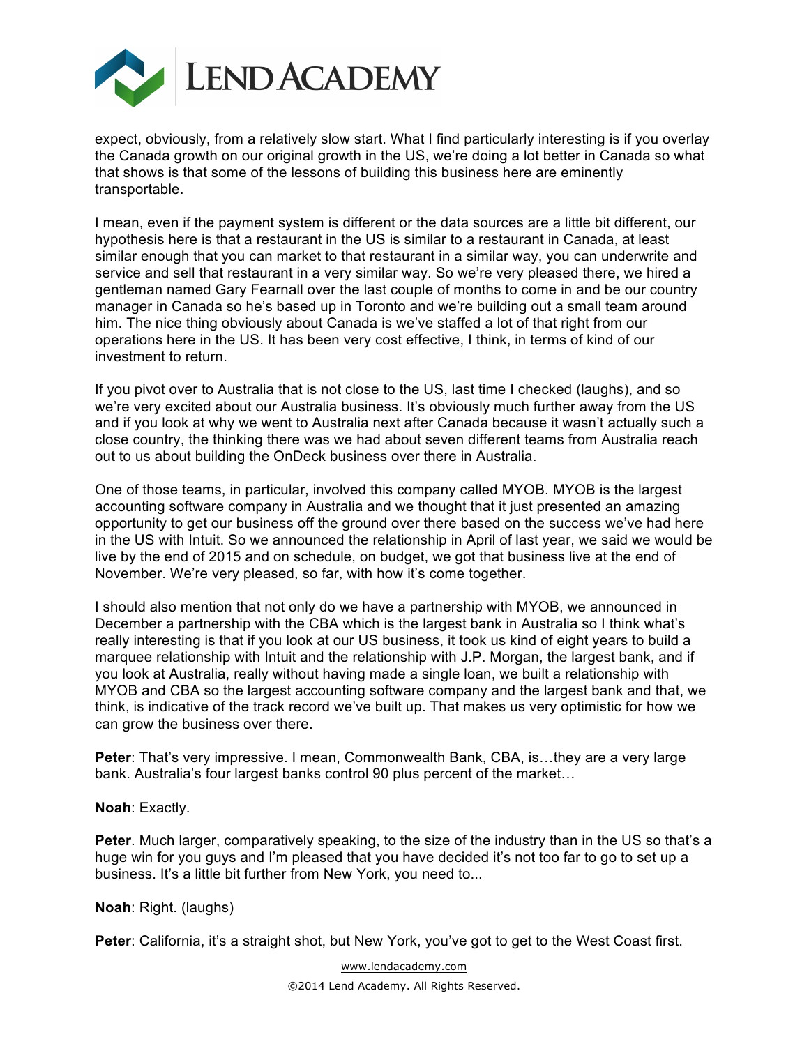expect, obviously, from a relatively slow start. What I find particularly interesting is if you overlay the Canada growth on our original growth in the US, we're doing a lot better in Canada so what that shows is that some of the lessons of building this business here are eminently transportable.

I mean, even if the payment system is different or the data sources are a little bit different, our hypothesis here is that a restaurant in the US is similar to a restaurant in Canada, at least similar enough that you can market to that restaurant in a similar way, you can underwrite and service and sell that restaurant in a very similar way. So we're very pleased there, we hired a gentleman named Gary Fearnall over the last couple of months to come in and be our country manager in Canada so he's based up in Toronto and we're building out a small team around him. The nice thing obviously about Canada is we've staffed a lot of that right from our operations here in the US. It has been very cost effective, I think, in terms of kind of our investment to return.

If you pivot over to Australia that is not close to the US, last time I checked (laughs), and so we're very excited about our Australia business. It's obviously much further away from the US and if you look at why we went to Australia next after Canada because it wasn't actually such a close country, the thinking there was we had about seven different teams from Australia reach out to us about building the OnDeck business over there in Australia.

One of those teams, in particular, involved this company called MYOB. MYOB is the largest accounting software company in Australia and we thought that it just presented an amazing opportunity to get our business off the ground over there based on the success we've had here in the US with Intuit. So we announced the relationship in April of last year, we said we would be live by the end of 2015 and on schedule, on budget, we got that business live at the end of November. We're very pleased, so far, with how it's come together.

I should also mention that not only do we have a partnership with MYOB, we announced in December a partnership with the CBA which is the largest bank in Australia so I think what's really interesting is that if you look at our US business, it took us kind of eight years to build a marquee relationship with Intuit and the relationship with J.P. Morgan, the largest bank, and if you look at Australia, really without having made a single loan, we built a relationship with MYOB and CBA so the largest accounting software company and the largest bank and that, we think, is indicative of the track record we've built up. That makes us very optimistic for how we can grow the business over there.

**Peter**: That's very impressive. I mean, Commonwealth Bank, CBA, is…they are a very large bank. Australia's four largest banks control 90 plus percent of the market…

**Noah**: Exactly.

**Peter**. Much larger, comparatively speaking, to the size of the industry than in the US so that's a huge win for you guys and I'm pleased that you have decided it's not too far to go to set up a business. It's a little bit further from New York, you need to...

**Noah**: Right. (laughs)

**Peter**: California, it's a straight shot, but New York, you've got to get to the West Coast first.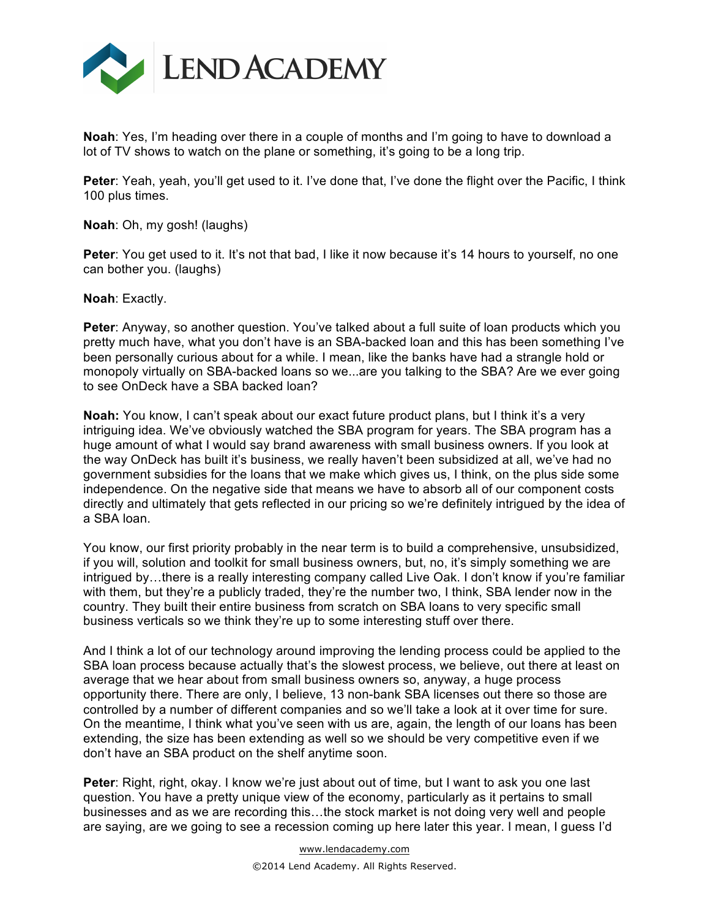**Noah**: Yes, I'm heading over there in a couple of months and I'm going to have to download a lot of TV shows to watch on the plane or something, it's going to be a long trip.

**Peter**: Yeah, yeah, you'll get used to it. I've done that, I've done the flight over the Pacific, I think 100 plus times.

**Noah**: Oh, my gosh! (laughs)

**Peter**: You get used to it. It's not that bad, I like it now because it's 14 hours to yourself, no one can bother you. (laughs)

**Noah**: Exactly.

**Peter**: Anyway, so another question. You've talked about a full suite of loan products which you pretty much have, what you don't have is an SBA-backed loan and this has been something I've been personally curious about for a while. I mean, like the banks have had a strangle hold or monopoly virtually on SBA-backed loans so we...are you talking to the SBA? Are we ever going to see OnDeck have a SBA backed loan?

**Noah:** You know, I can't speak about our exact future product plans, but I think it's a very intriguing idea. We've obviously watched the SBA program for years. The SBA program has a huge amount of what I would say brand awareness with small business owners. If you look at the way OnDeck has built it's business, we really haven't been subsidized at all, we've had no government subsidies for the loans that we make which gives us, I think, on the plus side some independence. On the negative side that means we have to absorb all of our component costs directly and ultimately that gets reflected in our pricing so we're definitely intrigued by the idea of a SBA loan.

You know, our first priority probably in the near term is to build a comprehensive, unsubsidized, if you will, solution and toolkit for small business owners, but, no, it's simply something we are intrigued by…there is a really interesting company called Live Oak. I don't know if you're familiar with them, but they're a publicly traded, they're the number two, I think, SBA lender now in the country. They built their entire business from scratch on SBA loans to very specific small business verticals so we think they're up to some interesting stuff over there.

And I think a lot of our technology around improving the lending process could be applied to the SBA loan process because actually that's the slowest process, we believe, out there at least on average that we hear about from small business owners so, anyway, a huge process opportunity there. There are only, I believe, 13 non-bank SBA licenses out there so those are controlled by a number of different companies and so we'll take a look at it over time for sure. On the meantime, I think what you've seen with us are, again, the length of our loans has been extending, the size has been extending as well so we should be very competitive even if we don't have an SBA product on the shelf anytime soon.

**Peter**: Right, right, okay. I know we're just about out of time, but I want to ask you one last question. You have a pretty unique view of the economy, particularly as it pertains to small businesses and as we are recording this…the stock market is not doing very well and people are saying, are we going to see a recession coming up here later this year. I mean, I guess I'd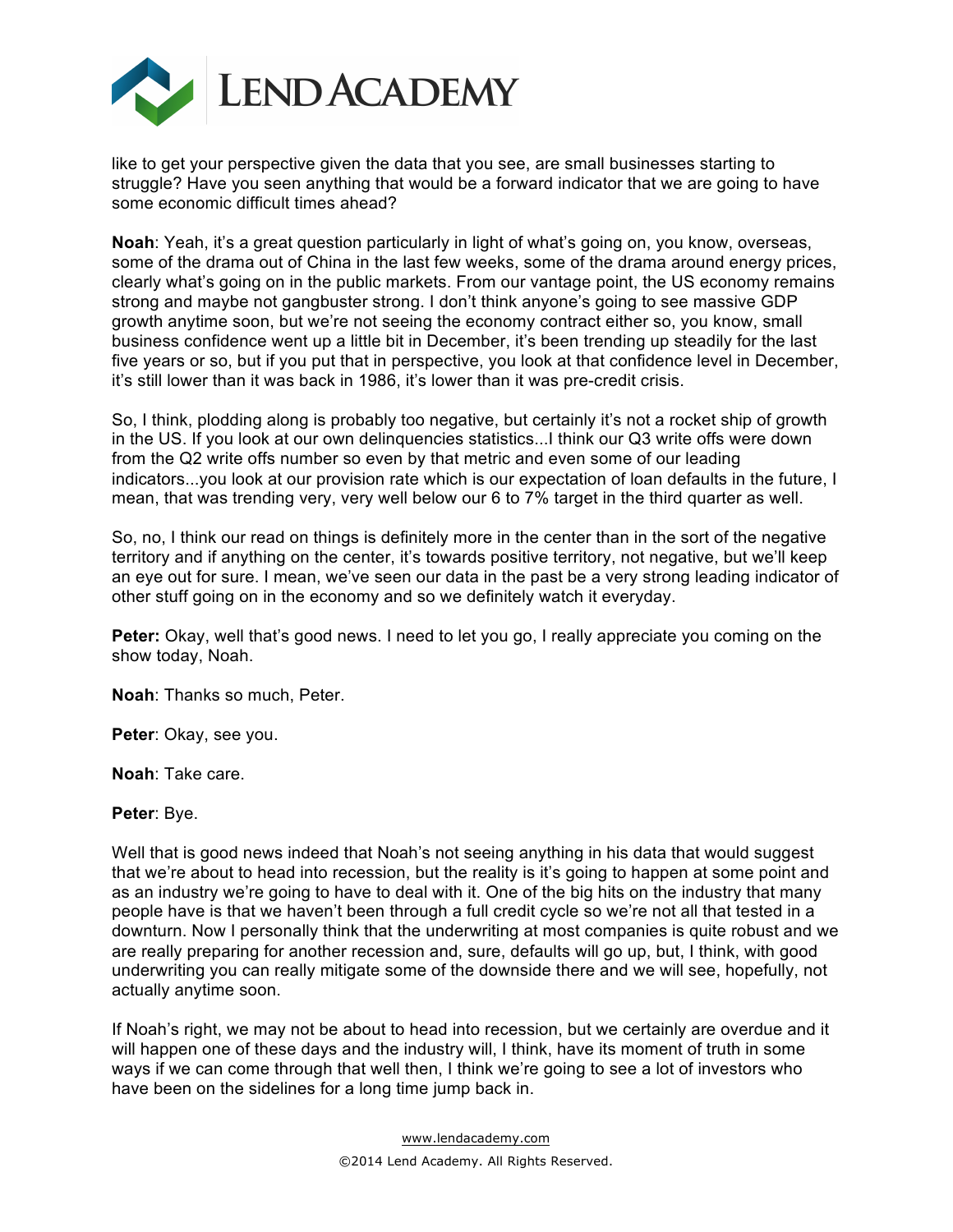like to get your perspective given the data that you see, are small businesses starting to struggle? Have you seen anything that would be a forward indicator that we are going to have some economic difficult times ahead?

**Noah**: Yeah, it's a great question particularly in light of what's going on, you know, overseas, some of the drama out of China in the last few weeks, some of the drama around energy prices, clearly what's going on in the public markets. From our vantage point, the US economy remains strong and maybe not gangbuster strong. I don't think anyone's going to see massive GDP growth anytime soon, but we're not seeing the economy contract either so, you know, small business confidence went up a little bit in December, it's been trending up steadily for the last five years or so, but if you put that in perspective, you look at that confidence level in December, it's still lower than it was back in 1986, it's lower than it was pre-credit crisis.

So, I think, plodding along is probably too negative, but certainly it's not a rocket ship of growth in the US. If you look at our own delinquencies statistics...I think our Q3 write offs were down from the Q2 write offs number so even by that metric and even some of our leading indicators...you look at our provision rate which is our expectation of loan defaults in the future, I mean, that was trending very, very well below our 6 to 7% target in the third quarter as well.

So, no, I think our read on things is definitely more in the center than in the sort of the negative territory and if anything on the center, it's towards positive territory, not negative, but we'll keep an eye out for sure. I mean, we've seen our data in the past be a very strong leading indicator of other stuff going on in the economy and so we definitely watch it everyday.

**Peter:** Okay, well that's good news. I need to let you go, I really appreciate you coming on the show today, Noah.

**Noah**: Thanks so much, Peter.

**Peter**: Okay, see you.

**Noah**: Take care.

**Peter**: Bye.

Well that is good news indeed that Noah's not seeing anything in his data that would suggest that we're about to head into recession, but the reality is it's going to happen at some point and as an industry we're going to have to deal with it. One of the big hits on the industry that many people have is that we haven't been through a full credit cycle so we're not all that tested in a downturn. Now I personally think that the underwriting at most companies is quite robust and we are really preparing for another recession and, sure, defaults will go up, but, I think, with good underwriting you can really mitigate some of the downside there and we will see, hopefully, not actually anytime soon.

If Noah's right, we may not be about to head into recession, but we certainly are overdue and it will happen one of these days and the industry will, I think, have its moment of truth in some ways if we can come through that well then, I think we're going to see a lot of investors who have been on the sidelines for a long time jump back in.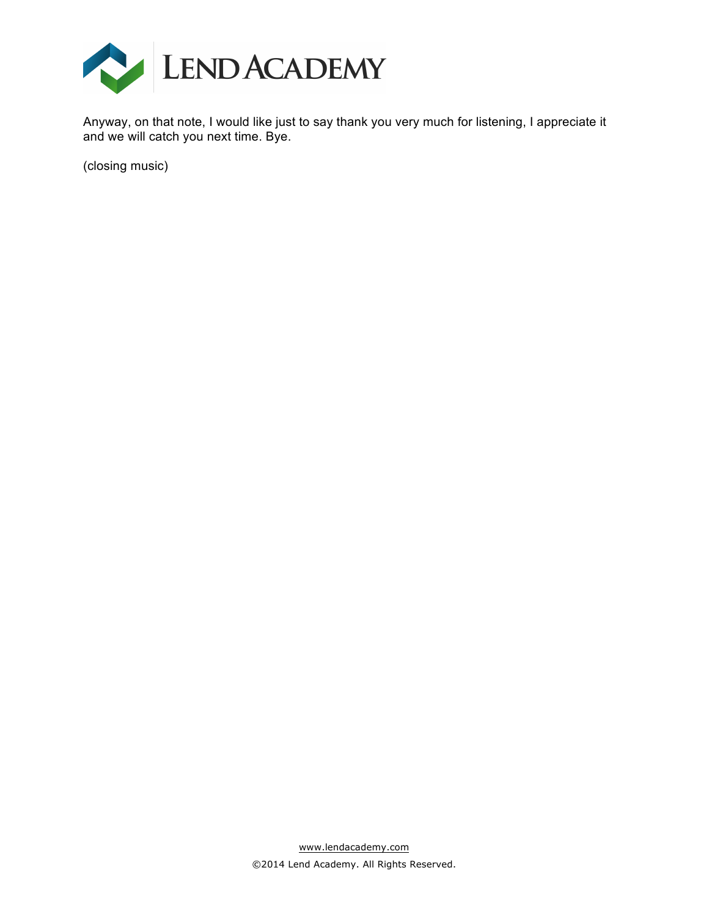Anyway, on that note, I would like just to say thank you very much for listening, I appreciate it and we will catch you next time. Bye.

(closing music)